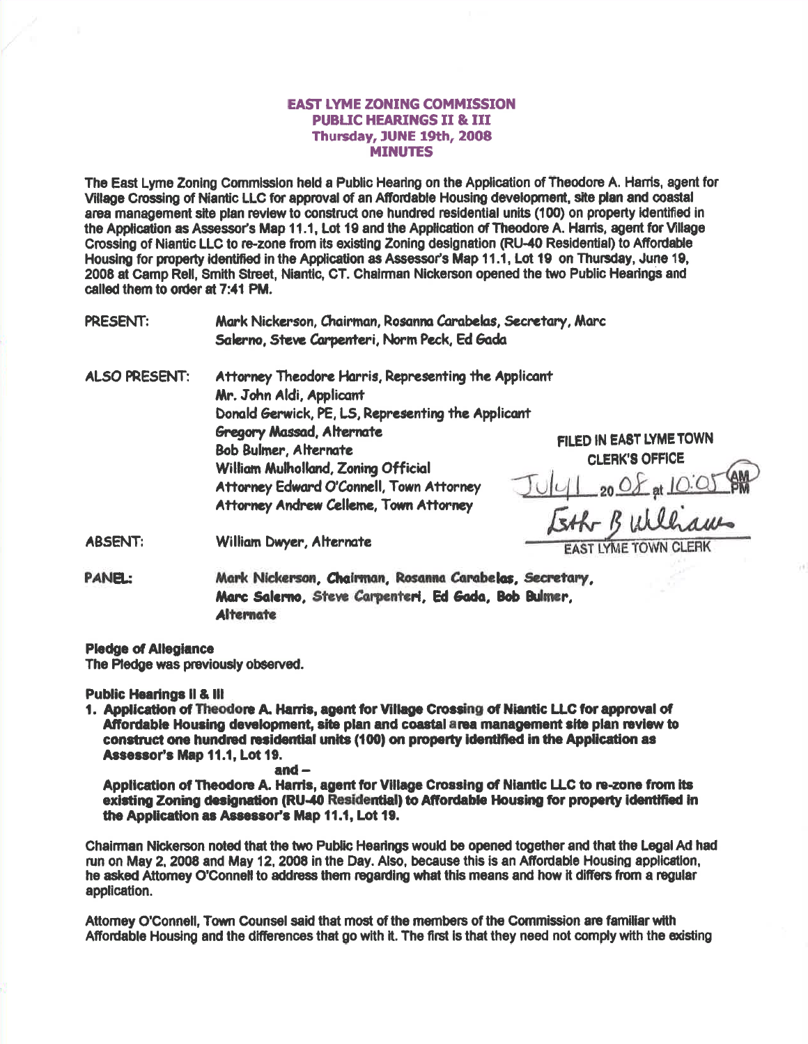# EAST LYME ZONING COMMISSION
## PUBLIC HEARINGS II & III
### Thursday, JUNE 19th, 2008
### MINUTES

The East Lyme Zoning Commission held a Public Hearing on the Application of Theodore A. Harris, agent for Village Crossing of Niantic LLC for approval of an Affordable Housing development, site plan and coastal area management site plan review to construct one hundred residential units (100) on property identified in the Application as Assessor's Map 11.1, Lot 19 and the Application of Theodore A. Harris, agent for Village Crossing of Niantic LLC to re-zone from its existing Zoning designation (RU-40 Residential) to Affordable Housing for property identified in the Application as Assessor's Map 11.1, Lot 19 on Thursday, June 19, 2008 at Camp Rell, Smith Street, Niantic, CT. Chairman Nickerson opened the two Public Hearings and called them to order at 7:41 PM.

PRESENT: Mark Nickerson, Chairman, Rosanna Carabelas, Secretary, Marc Salerno, Steve Carpenteri, Norm Peck, Ed Gada

ALSO PRESENT: Attorney Theodore Harris, Representing the Applicant
Mr. John Aldi, Applicant
Donald Gerwick, PE, LS, Representing the Applicant
Gregory Massad, Alternate
Bob Bulmer, Alternate
William Mulholland, Zoning Official
Attorney Edward O'Connell, Town Attorney
Attorney Andrew Celleme, Town Attorney

FILED IN EAST LYME TOWN CLERK'S OFFICE
July 1 2008 at 10:05 AM
Esther B Williams
EAST LYME TOWN CLERK

ABSENT: William Dwyer, Alternate

PANEL: Mark Nickerson, Chairman, Rosanna Carabelas, Secretary, Marc Salerno, Steve Carpenteri, Ed Gada, Bob Bulmer, Alternate

**Pledge of Allegiance**
The Pledge was previously observed.

**Public Hearings II & III**

1. **Application of Theodore A. Harris, agent for Village Crossing of Niantic LLC for approval of Affordable Housing development, site plan and coastal area management site plan review to construct one hundred residential units (100) on property identified in the Application as Assessor's Map 11.1, Lot 19.**

   **and –**

   **Application of Theodore A. Harris, agent for Village Crossing of Niantic LLC to re-zone from its existing Zoning designation (RU-40 Residential) to Affordable Housing for property identified in the Application as Assessor's Map 11.1, Lot 19.**

Chairman Nickerson noted that the two Public Hearings would be opened together and that the Legal Ad had run on May 2, 2008 and May 12, 2008 in the Day. Also, because this is an Affordable Housing application, he asked Attorney O'Connell to address them regarding what this means and how it differs from a regular application.

Attorney O'Connell, Town Counsel said that most of the members of the Commission are familiar with Affordable Housing and the differences that go with it. The first is that they need not comply with the existing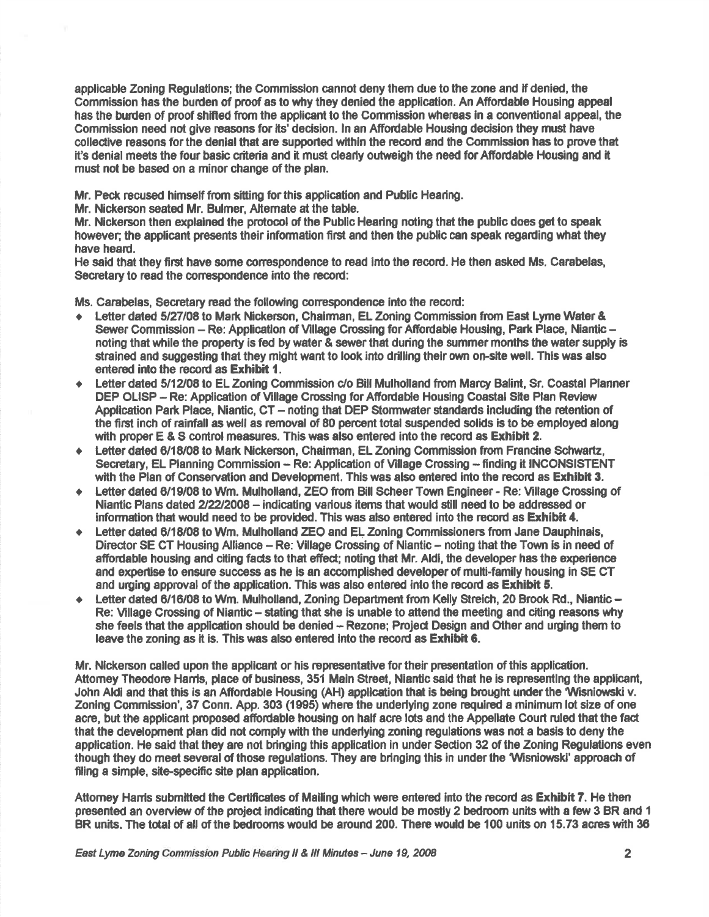applicable Zoning Regulations; the Commission cannot deny them due to the zone and if denied, the Commission has the burden of proof as to why they denied the application. An Affordable Housing appeal has the burden of proof shifted from the applicant to the Commission whereas in a conventional appeal, the Commission need not give reasons for its' decision. In an Affordable Housing decision they must have collective reasons for the denial that are supported within the record and the Commission has to prove that it's denial meets the four basic criteria and it must clearly outweigh the need for Affordable Housing and it must not be based on a minor change of the plan.

Mr. Peck recused himself from sitting for this application and Public Hearing.

Mr. Nickerson seated Mr. Bulmer, Alternate at the table.

Mr. Nickerson then explained the protocol of the Public Hearing noting that the public does get to speak however; the applicant presents their information first and then the public can speak regarding what they have heard.

He said that they first have some correspondence to read into the record. He then asked Ms. Carabelas, Secretary to read the correspondence into the record:

Ms. Carabelas, Secretary read the following correspondence into the record:

- Letter dated 5/27/08 to Mark Nickerson, Chairman, EL Zoning Commission from East Lyme Water & Sewer Commission – Re: Application of Village Crossing for Affordable Housing, Park Place, Niantic – noting that while the property is fed by water & sewer that during the summer months the water supply is strained and suggesting that they might want to look into drilling their own on-site well. This was also entered into the record as **Exhibit 1**.
- Letter dated 5/12/08 to EL Zoning Commission c/o Bill Mulholland from Marcy Balint, Sr. Coastal Planner DEP OLISP – Re: Application of Village Crossing for Affordable Housing Coastal Site Plan Review Application Park Place, Niantic, CT – noting that DEP Stormwater standards including the retention of the first inch of rainfall as well as removal of 80 percent total suspended solids is to be employed along with proper E & S control measures. This was also entered into the record as **Exhibit 2**.
- Letter dated 6/18/08 to Mark Nickerson, Chairman, EL Zoning Commission from Francine Schwartz, Secretary, EL Planning Commission – Re: Application of Village Crossing – finding it INCONSISTENT with the Plan of Conservation and Development. This was also entered into the record as **Exhibit 3**.
- Letter dated 6/19/08 to Wm. Mulholland, ZEO from Bill Scheer Town Engineer - Re: Village Crossing of Niantic Plans dated 2/22/2008 – indicating various items that would still need to be addressed or information that would need to be provided. This was also entered into the record as **Exhibit 4**.
- Letter dated 6/18/08 to Wm. Mulholland ZEO and EL Zoning Commissioners from Jane Dauphinais, Director SE CT Housing Alliance – Re: Village Crossing of Niantic – noting that the Town is in need of affordable housing and citing facts to that effect; noting that Mr. Aldi, the developer has the experience and expertise to ensure success as he is an accomplished developer of multi-family housing in SE CT and urging approval of the application. This was also entered into the record as **Exhibit 5**.
- Letter dated 6/16/08 to Wm. Mulholland, Zoning Department from Kelly Streich, 20 Brook Rd., Niantic – Re: Village Crossing of Niantic – stating that she is unable to attend the meeting and citing reasons why she feels that the application should be denied – Rezone; Project Design and Other and urging them to leave the zoning as it is. This was also entered into the record as **Exhibit 6**.

Mr. Nickerson called upon the applicant or his representative for their presentation of this application. Attorney Theodore Harris, place of business, 351 Main Street, Niantic said that he is representing the applicant, John Aldi and that this is an Affordable Housing (AH) application that is being brought under the 'Wisniowski v. Zoning Commission', 37 Conn. App. 303 (1995) where the underlying zone required a minimum lot size of one acre, but the applicant proposed affordable housing on half acre lots and the Appellate Court ruled that the fact that the development plan did not comply with the underlying zoning regulations was not a basis to deny the application. He said that they are not bringing this application in under Section 32 of the Zoning Regulations even though they do meet several of those regulations. They are bringing this in under the 'Wisniowski' approach of filing a simple, site-specific site plan application.

Attorney Harris submitted the Certificates of Mailing which were entered into the record as **Exhibit 7**. He then presented an overview of the project indicating that there would be mostly 2 bedroom units with a few 3 BR and 1 BR units. The total of all of the bedrooms would be around 200. There would be 100 units on 15.73 acres with 36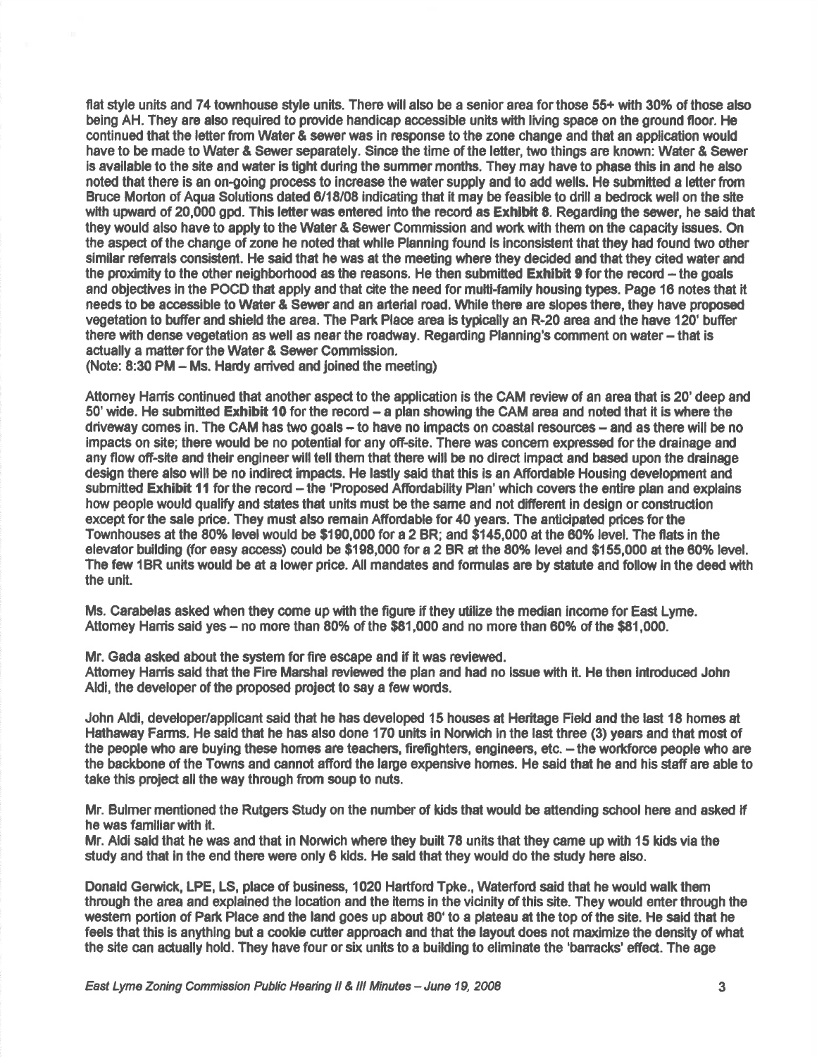flat style units and 74 townhouse style units. There will also be a senior area for those 55+ with 30% of those also being AH. They are also required to provide handicap accessible units with living space on the ground floor. He continued that the letter from Water & sewer was in response to the zone change and that an application would have to be made to Water & Sewer separately. Since the time of the letter, two things are known: Water & Sewer is available to the site and water is tight during the summer months. They may have to phase this in and he also noted that there is an on-going process to increase the water supply and to add wells. He submitted a letter from Bruce Morton of Aqua Solutions dated 6/18/08 indicating that it may be feasible to drill a bedrock well on the site with upward of 20,000 gpd. This letter was entered into the record as **Exhibit 8**. Regarding the sewer, he said that they would also have to apply to the Water & Sewer Commission and work with them on the capacity issues. On the aspect of the change of zone he noted that while Planning found is inconsistent that they had found two other similar referrals consistent. He said that he was at the meeting where they decided and that they cited water and the proximity to the other neighborhood as the reasons. He then submitted **Exhibit 9** for the record – the goals and objectives in the POCD that apply and that cite the need for multi-family housing types. Page 16 notes that it needs to be accessible to Water & Sewer and an arterial road. While there are slopes there, they have proposed vegetation to buffer and shield the area. The Park Place area is typically an R-20 area and the have 120' buffer there with dense vegetation as well as near the roadway. Regarding Planning's comment on water – that is actually a matter for the Water & Sewer Commission.
(Note: 8:30 PM – Ms. Hardy arrived and joined the meeting)

Attorney Harris continued that another aspect to the application is the CAM review of an area that is 20' deep and 50' wide. He submitted **Exhibit 10** for the record – a plan showing the CAM area and noted that it is where the driveway comes in. The CAM has two goals – to have no impacts on coastal resources – and as there will be no impacts on site; there would be no potential for any off-site. There was concern expressed for the drainage and any flow off-site and their engineer will tell them that there will be no direct impact and based upon the drainage design there also will be no indirect impacts. He lastly said that this is an Affordable Housing development and submitted **Exhibit 11** for the record – the 'Proposed Affordability Plan' which covers the entire plan and explains how people would qualify and states that units must be the same and not different in design or construction except for the sale price. They must also remain Affordable for 40 years. The anticipated prices for the Townhouses at the 80% level would be $190,000 for a 2 BR; and $145,000 at the 60% level. The flats in the elevator building (for easy access) could be $198,000 for a 2 BR at the 80% level and $155,000 at the 60% level. The few 1BR units would be at a lower price. All mandates and formulas are by statute and follow in the deed with the unit.

Ms. Carabelas asked when they come up with the figure if they utilize the median income for East Lyme.
Attorney Harris said yes – no more than 80% of the $81,000 and no more than 60% of the $81,000.

Mr. Gada asked about the system for fire escape and if it was reviewed.
Attorney Harris said that the Fire Marshal reviewed the plan and had no issue with it. He then introduced John Aldi, the developer of the proposed project to say a few words.

John Aldi, developer/applicant said that he has developed 15 houses at Heritage Field and the last 18 homes at Hathaway Farms. He said that he has also done 170 units in Norwich in the last three (3) years and that most of the people who are buying these homes are teachers, firefighters, engineers, etc. – the workforce people who are the backbone of the Towns and cannot afford the large expensive homes. He said that he and his staff are able to take this project all the way through from soup to nuts.

Mr. Bulmer mentioned the Rutgers Study on the number of kids that would be attending school here and asked if he was familiar with it.
Mr. Aldi said that he was and that in Norwich where they built 78 units that they came up with 15 kids via the study and that in the end there were only 6 kids. He said that they would do the study here also.

Donald Gerwick, LPE, LS, place of business, 1020 Hartford Tpke., Waterford said that he would walk them through the area and explained the location and the items in the vicinity of this site. They would enter through the western portion of Park Place and the land goes up about 80' to a plateau at the top of the site. He said that he feels that this is anything but a cookie cutter approach and that the layout does not maximize the density of what the site can actually hold. They have four or six units to a building to eliminate the 'barracks' effect. The age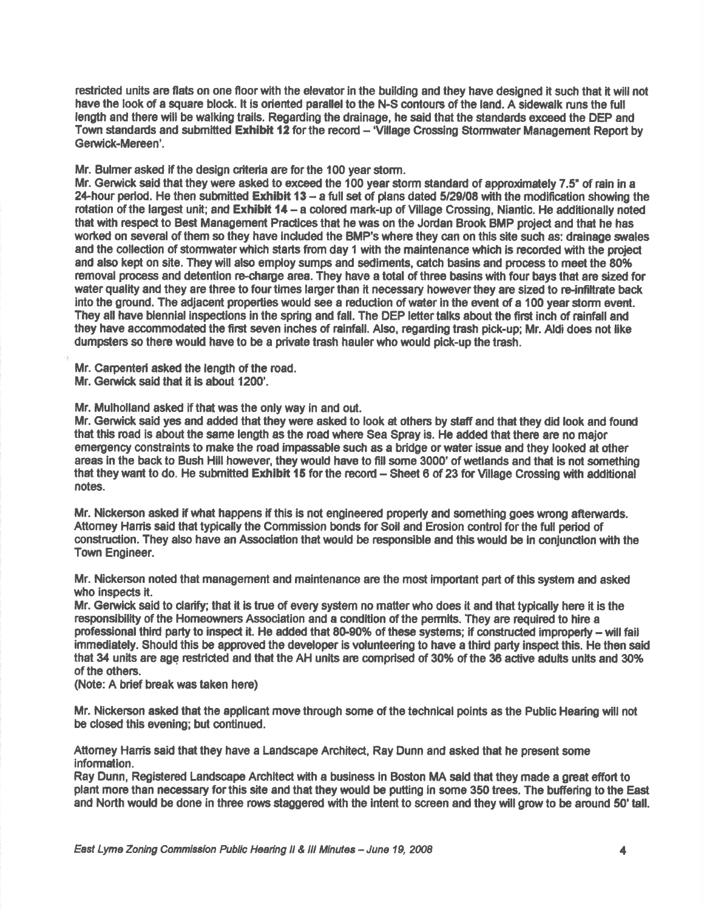restricted units are flats on one floor with the elevator in the building and they have designed it such that it will not have the look of a square block. It is oriented parallel to the N-S contours of the land. A sidewalk runs the full length and there will be walking trails. Regarding the drainage, he said that the standards exceed the DEP and Town standards and submitted **Exhibit 12** for the record – 'Village Crossing Stormwater Management Report by Gerwick-Mereen'.

Mr. Bulmer asked if the design criteria are for the 100 year storm.
Mr. Gerwick said that they were asked to exceed the 100 year storm standard of approximately 7.5" of rain in a 24-hour period. He then submitted **Exhibit 13** – a full set of plans dated 5/29/08 with the modification showing the rotation of the largest unit; and **Exhibit 14** – a colored mark-up of Village Crossing, Niantic. He additionally noted that with respect to Best Management Practices that he was on the Jordan Brook BMP project and that he has worked on several of them so they have included the BMP's where they can on this site such as: drainage swales and the collection of stormwater which starts from day 1 with the maintenance which is recorded with the project and also kept on site. They will also employ sumps and sediments, catch basins and process to meet the 80% removal process and detention re-charge area. They have a total of three basins with four bays that are sized for water quality and they are three to four times larger than it necessary however they are sized to re-infiltrate back into the ground. The adjacent properties would see a reduction of water in the event of a 100 year storm event. They all have biennial inspections in the spring and fall. The DEP letter talks about the first inch of rainfall and they have accommodated the first seven inches of rainfall. Also, regarding trash pick-up; Mr. Aldi does not like dumpsters so there would have to be a private trash hauler who would pick-up the trash.

Mr. Carpenteri asked the length of the road.
Mr. Gerwick said that it is about 1200'.

Mr. Mulholland asked if that was the only way in and out.
Mr. Gerwick said yes and added that they were asked to look at others by staff and that they did look and found that this road is about the same length as the road where Sea Spray is. He added that there are no major emergency constraints to make the road impassable such as a bridge or water issue and they looked at other areas in the back to Bush Hill however, they would have to fill some 3000' of wetlands and that is not something that they want to do. He submitted **Exhibit 15** for the record – Sheet 6 of 23 for Village Crossing with additional notes.

Mr. Nickerson asked if what happens if this is not engineered properly and something goes wrong afterwards.
Attorney Harris said that typically the Commission bonds for Soil and Erosion control for the full period of construction. They also have an Association that would be responsible and this would be in conjunction with the Town Engineer.

Mr. Nickerson noted that management and maintenance are the most important part of this system and asked who inspects it.
Mr. Gerwick said to clarify; that it is true of every system no matter who does it and that typically here it is the responsibility of the Homeowners Association and a condition of the permits. They are required to hire a professional third party to inspect it. He added that 80-90% of these systems; if constructed improperly – will fail immediately. Should this be approved the developer is volunteering to have a third party inspect this. He then said that 34 units are age restricted and that the AH units are comprised of 30% of the 36 active adults units and 30% of the others.
(Note: A brief break was taken here)

Mr. Nickerson asked that the applicant move through some of the technical points as the Public Hearing will not be closed this evening; but continued.

Attorney Harris said that they have a Landscape Architect, Ray Dunn and asked that he present some information.
Ray Dunn, Registered Landscape Architect with a business in Boston MA said that they made a great effort to plant more than necessary for this site and that they would be putting in some 350 trees. The buffering to the East and North would be done in three rows staggered with the intent to screen and they will grow to be around 50' tall.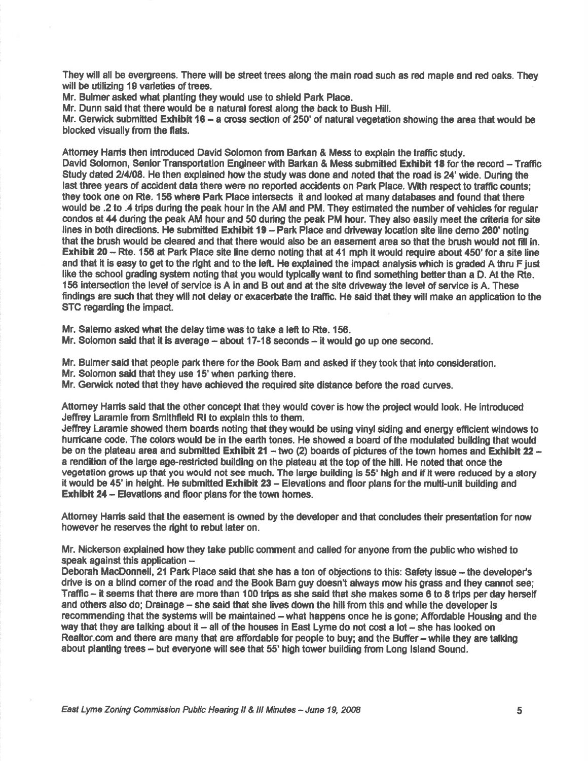They will all be evergreens. There will be street trees along the main road such as red maple and red oaks. They will be utilizing 19 varieties of trees.

Mr. Bulmer asked what planting they would use to shield Park Place.

Mr. Dunn said that there would be a natural forest along the back to Bush Hill.

Mr. Gerwick submitted **Exhibit 16** – a cross section of 250' of natural vegetation showing the area that would be blocked visually from the flats.

Attorney Harris then introduced David Solomon from Barkan & Mess to explain the traffic study.

David Solomon, Senior Transportation Engineer with Barkan & Mess submitted **Exhibit 18** for the record – Traffic Study dated 2/4/08. He then explained how the study was done and noted that the road is 24' wide. During the last three years of accident data there were no reported accidents on Park Place. With respect to traffic counts; they took one on Rte. 156 where Park Place intersects it and looked at many databases and found that there would be .2 to .4 trips during the peak hour in the AM and PM. They estimated the number of vehicles for regular condos at 44 during the peak AM hour and 50 during the peak PM hour. They also easily meet the criteria for site lines in both directions. He submitted **Exhibit 19** – Park Place and driveway location site line demo 260' noting that the brush would be cleared and that there would also be an easement area so that the brush would not fill in. **Exhibit 20** – Rte. 156 at Park Place site line demo noting that at 41 mph it would require about 450' for a site line and that it is easy to get to the right and to the left. He explained the impact analysis which is graded A thru F just like the school grading system noting that you would typically want to find something better than a D. At the Rte. 156 intersection the level of service is A in and B out and at the site driveway the level of service is A. These findings are such that they will not delay or exacerbate the traffic. He said that they will make an application to the STC regarding the impact.

Mr. Salerno asked what the delay time was to take a left to Rte. 156.

Mr. Solomon said that it is average – about 17-18 seconds – it would go up one second.

Mr. Bulmer said that people park there for the Book Barn and asked if they took that into consideration.

Mr. Solomon said that they use 15' when parking there.

Mr. Gerwick noted that they have achieved the required site distance before the road curves.

Attorney Harris said that the other concept that they would cover is how the project would look. He introduced Jeffrey Laramie from Smithfield RI to explain this to them.

Jeffrey Laramie showed them boards noting that they would be using vinyl siding and energy efficient windows to hurricane code. The colors would be in the earth tones. He showed a board of the modulated building that would be on the plateau area and submitted **Exhibit 21** – two (2) boards of pictures of the town homes and **Exhibit 22** – a rendition of the large age-restricted building on the plateau at the top of the hill. He noted that once the vegetation grows up that you would not see much. The large building is 55' high and if it were reduced by a story it would be 45' in height. He submitted **Exhibit 23** – Elevations and floor plans for the multi-unit building and **Exhibit 24** – Elevations and floor plans for the town homes.

Attorney Harris said that the easement is owned by the developer and that concludes their presentation for now however he reserves the right to rebut later on.

Mr. Nickerson explained how they take public comment and called for anyone from the public who wished to speak against this application –

Deborah MacDonnell, 21 Park Place said that she has a ton of objections to this: Safety issue – the developer's drive is on a blind corner of the road and the Book Barn guy doesn't always mow his grass and they cannot see; Traffic – it seems that there are more than 100 trips as she said that she makes some 6 to 8 trips per day herself and others also do; Drainage – she said that she lives down the hill from this and while the developer is recommending that the systems will be maintained – what happens once he is gone; Affordable Housing and the way that they are talking about it – all of the houses in East Lyme do not cost a lot – she has looked on Realtor.com and there are many that are affordable for people to buy; and the Buffer – while they are talking about planting trees – but everyone will see that 55' high tower building from Long Island Sound.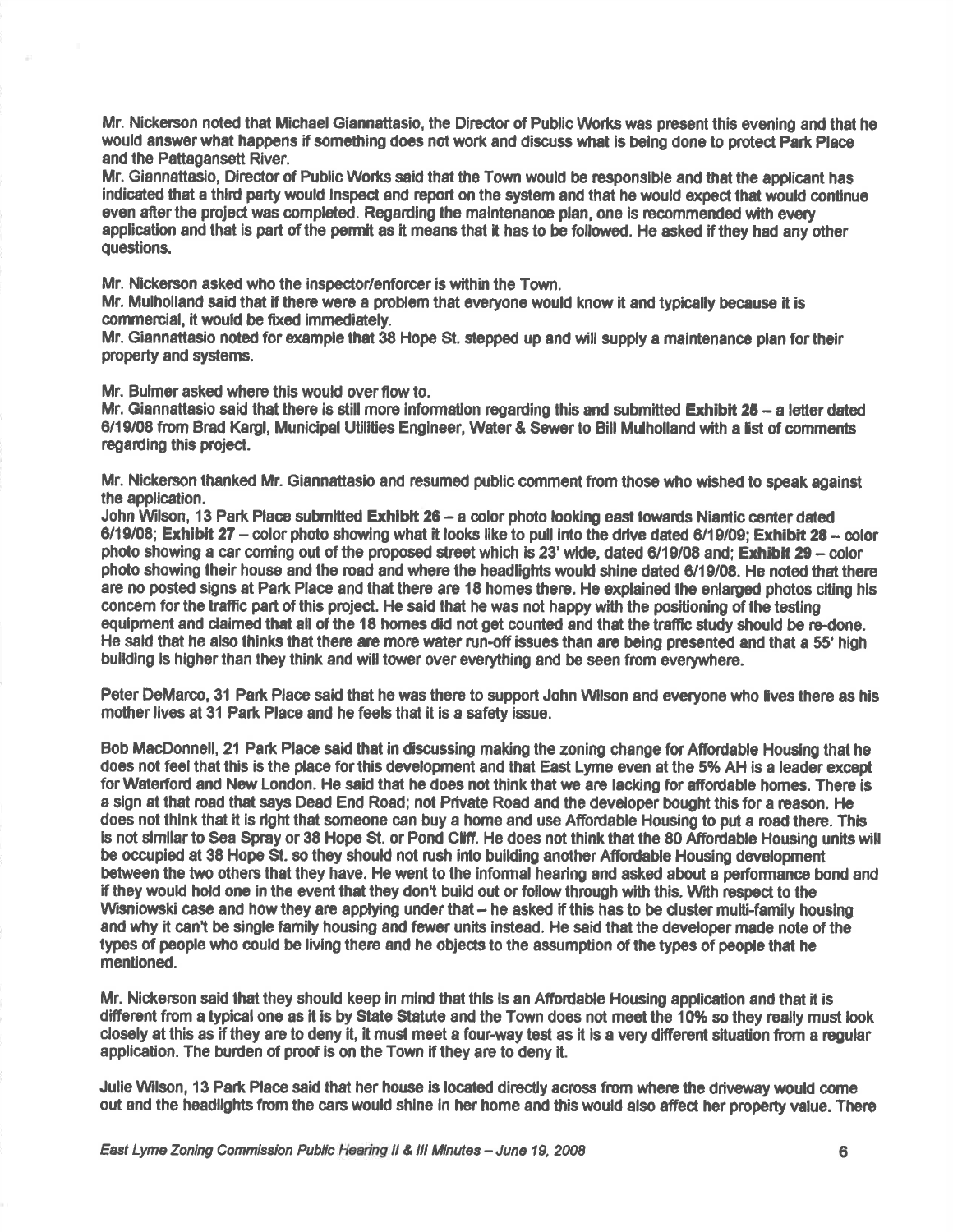Mr. Nickerson noted that Michael Giannattasio, the Director of Public Works was present this evening and that he would answer what happens if something does not work and discuss what is being done to protect Park Place and the Pattagansett River.

Mr. Giannattasio, Director of Public Works said that the Town would be responsible and that the applicant has indicated that a third party would inspect and report on the system and that he would expect that would continue even after the project was completed. Regarding the maintenance plan, one is recommended with every application and that is part of the permit as it means that it has to be followed. He asked if they had any other questions.

Mr. Nickerson asked who the inspector/enforcer is within the Town.

Mr. Mulholland said that if there were a problem that everyone would know it and typically because it is commercial, it would be fixed immediately.

Mr. Giannattasio noted for example that 38 Hope St. stepped up and will supply a maintenance plan for their property and systems.

Mr. Bulmer asked where this would over flow to.

Mr. Giannattasio said that there is still more information regarding this and submitted **Exhibit 25** – a letter dated 6/19/08 from Brad Kargl, Municipal Utilities Engineer, Water & Sewer to Bill Mulholland with a list of comments regarding this project.

Mr. Nickerson thanked Mr. Giannattasio and resumed public comment from those who wished to speak against the application.

John Wilson, 13 Park Place submitted **Exhibit 26** – a color photo looking east towards Niantic center dated 6/19/08; **Exhibit 27** – color photo showing what it looks like to pull into the drive dated 6/19/09; **Exhibit 28** – color photo showing a car coming out of the proposed street which is 23' wide, dated 6/19/08 and; **Exhibit 29** – color photo showing their house and the road and where the headlights would shine dated 6/19/08. He noted that there are no posted signs at Park Place and that there are 18 homes there. He explained the enlarged photos citing his concern for the traffic part of this project. He said that he was not happy with the positioning of the testing equipment and claimed that all of the 18 homes did not get counted and that the traffic study should be re-done. He said that he also thinks that there are more water run-off issues than are being presented and that a 55' high building is higher than they think and will tower over everything and be seen from everywhere.

Peter DeMarco, 31 Park Place said that he was there to support John Wilson and everyone who lives there as his mother lives at 31 Park Place and he feels that it is a safety issue.

Bob MacDonnell, 21 Park Place said that in discussing making the zoning change for Affordable Housing that he does not feel that this is the place for this development and that East Lyme even at the 5% AH is a leader except for Waterford and New London. He said that he does not think that we are lacking for affordable homes. There is a sign at that road that says Dead End Road; not Private Road and the developer bought this for a reason. He does not think that it is right that someone can buy a home and use Affordable Housing to put a road there. This is not similar to Sea Spray or 38 Hope St. or Pond Cliff. He does not think that the 80 Affordable Housing units will be occupied at 38 Hope St. so they should not rush into building another Affordable Housing development between the two others that they have. He went to the informal hearing and asked about a performance bond and if they would hold one in the event that they don't build out or follow through with this. With respect to the Wisniowski case and how they are applying under that – he asked if this has to be cluster multi-family housing and why it can't be single family housing and fewer units instead. He said that the developer made note of the types of people who could be living there and he objects to the assumption of the types of people that he mentioned.

Mr. Nickerson said that they should keep in mind that this is an Affordable Housing application and that it is different from a typical one as it is by State Statute and the Town does not meet the 10% so they really must look closely at this as if they are to deny it, it must meet a four-way test as it is a very different situation from a regular application. The burden of proof is on the Town if they are to deny it.

Julie Wilson, 13 Park Place said that her house is located directly across from where the driveway would come out and the headlights from the cars would shine in her home and this would also affect her property value. There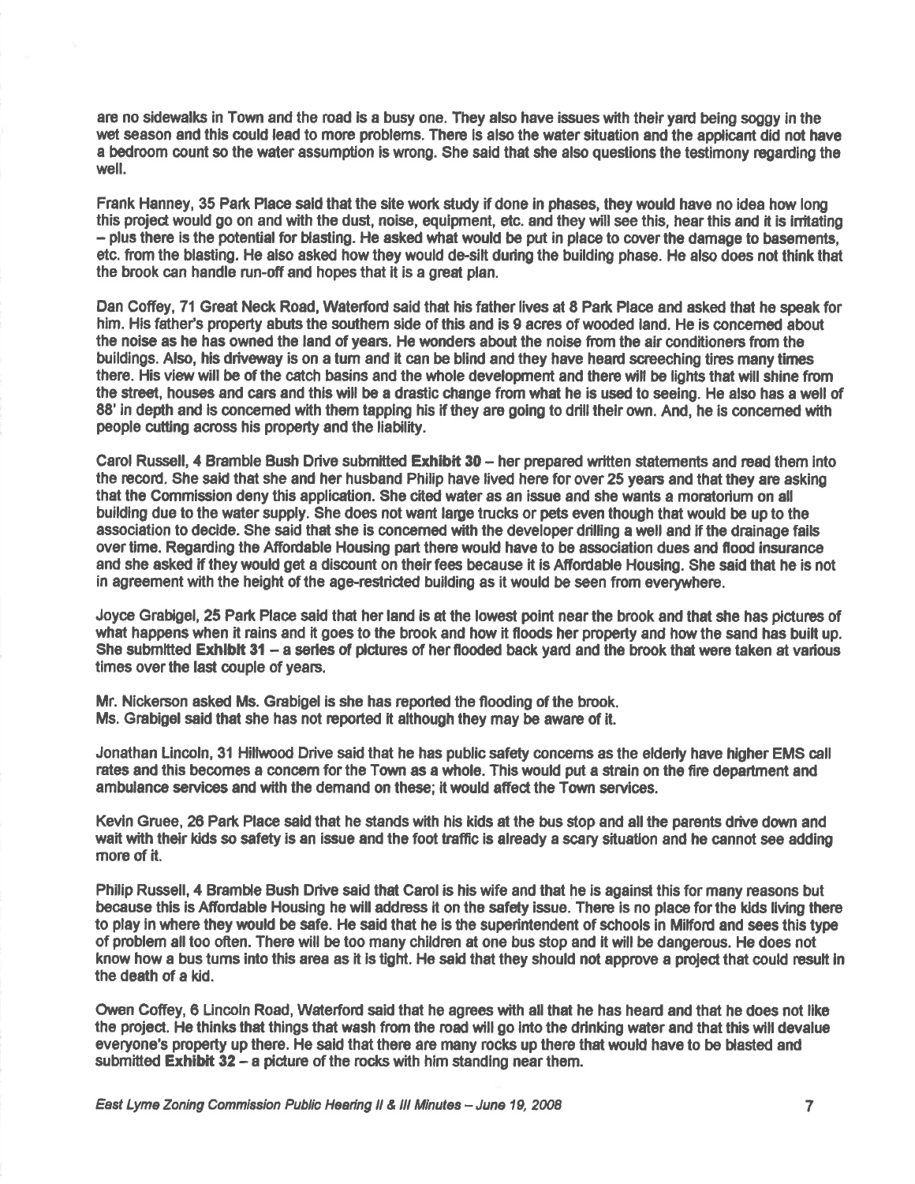are no sidewalks in Town and the road is a busy one. They also have issues with their yard being soggy in the wet season and this could lead to more problems. There is also the water situation and the applicant did not have a bedroom count so the water assumption is wrong. She said that she also questions the testimony regarding the well.

Frank Hanney, 35 Park Place said that the site work study if done in phases, they would have no idea how long this project would go on and with the dust, noise, equipment, etc. and they will see this, hear this and it is irritating – plus there is the potential for blasting. He asked what would be put in place to cover the damage to basements, etc. from the blasting. He also asked how they would de-silt during the building phase. He also does not think that the brook can handle run-off and hopes that it is a great plan.

Dan Coffey, 71 Great Neck Road, Waterford said that his father lives at 8 Park Place and asked that he speak for him. His father's property abuts the southern side of this and is 9 acres of wooded land. He is concerned about the noise as he has owned the land of years. He wonders about the noise from the air conditioners from the buildings. Also, his driveway is on a turn and it can be blind and they have heard screeching tires many times there. His view will be of the catch basins and the whole development and there will be lights that will shine from the street, houses and cars and this will be a drastic change from what he is used to seeing. He also has a well of 88' in depth and is concerned with them tapping his if they are going to drill their own. And, he is concerned with people cutting across his property and the liability.

Carol Russell, 4 Bramble Bush Drive submitted **Exhibit 30** – her prepared written statements and read them into the record. She said that she and her husband Philip have lived here for over 25 years and that they are asking that the Commission deny this application. She cited water as an issue and she wants a moratorium on all building due to the water supply. She does not want large trucks or pets even though that would be up to the association to decide. She said that she is concerned with the developer drilling a well and if the drainage fails over time. Regarding the Affordable Housing part there would have to be association dues and flood insurance and she asked if they would get a discount on their fees because it is Affordable Housing. She said that he is not in agreement with the height of the age-restricted building as it would be seen from everywhere.

Joyce Grabigel, 25 Park Place said that her land is at the lowest point near the brook and that she has pictures of what happens when it rains and it goes to the brook and how it floods her property and how the sand has built up. She submitted **Exhibit 31** – a series of pictures of her flooded back yard and the brook that were taken at various times over the last couple of years.

Mr. Nickerson asked Ms. Grabigel is she has reported the flooding of the brook.
Ms. Grabigel said that she has not reported it although they may be aware of it.

Jonathan Lincoln, 31 Hillwood Drive said that he has public safety concerns as the elderly have higher EMS call rates and this becomes a concern for the Town as a whole. This would put a strain on the fire department and ambulance services and with the demand on these; it would affect the Town services.

Kevin Gruee, 26 Park Place said that he stands with his kids at the bus stop and all the parents drive down and wait with their kids so safety is an issue and the foot traffic is already a scary situation and he cannot see adding more of it.

Philip Russell, 4 Bramble Bush Drive said that Carol is his wife and that he is against this for many reasons but because this is Affordable Housing he will address it on the safety issue. There is no place for the kids living there to play in where they would be safe. He said that he is the superintendent of schools in Milford and sees this type of problem all too often. There will be too many children at one bus stop and it will be dangerous. He does not know how a bus turns into this area as it is tight. He said that they should not approve a project that could result in the death of a kid.

Owen Coffey, 6 Lincoln Road, Waterford said that he agrees with all that he has heard and that he does not like the project. He thinks that things that wash from the road will go into the drinking water and that this will devalue everyone's property up there. He said that there are many rocks up there that would have to be blasted and submitted **Exhibit 32** – a picture of the rocks with him standing near them.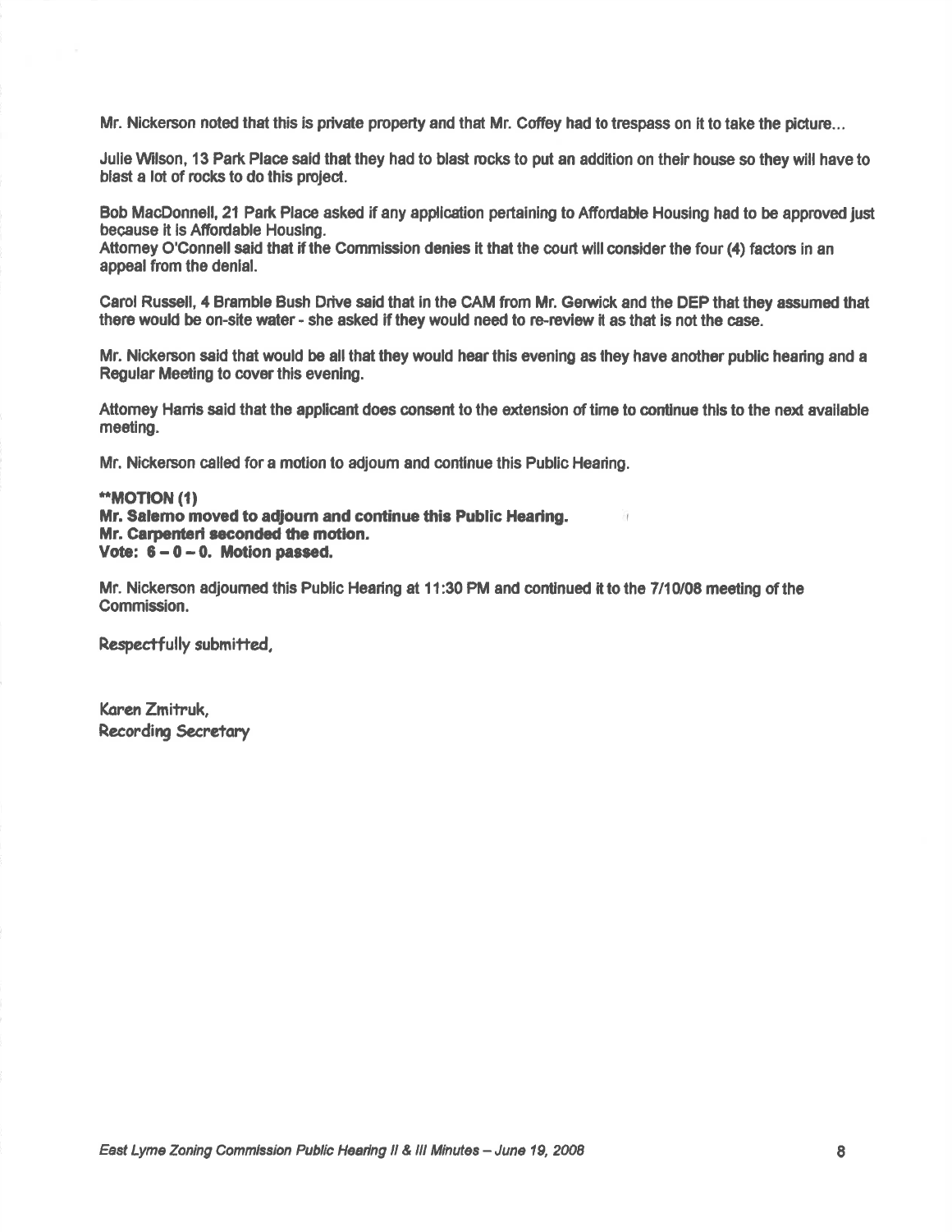Mr. Nickerson noted that this is private property and that Mr. Coffey had to trespass on it to take the picture...

Julie Wilson, 13 Park Place said that they had to blast rocks to put an addition on their house so they will have to blast a lot of rocks to do this project.

Bob MacDonnell, 21 Park Place asked if any application pertaining to Affordable Housing had to be approved just because it is Affordable Housing.
Attorney O'Connell said that if the Commission denies it that the court will consider the four (4) factors in an appeal from the denial.

Carol Russell, 4 Bramble Bush Drive said that in the CAM from Mr. Gerwick and the DEP that they assumed that there would be on-site water - she asked if they would need to re-review it as that is not the case.

Mr. Nickerson said that would be all that they would hear this evening as they have another public hearing and a Regular Meeting to cover this evening.

Attorney Harris said that the applicant does consent to the extension of time to continue this to the next available meeting.

Mr. Nickerson called for a motion to adjourn and continue this Public Hearing.

****MOTION (1)**
**Mr. Salerno moved to adjourn and continue this Public Hearing.**
**Mr. Carpenteri seconded the motion.**
**Vote: 6 – 0 – 0. Motion passed.**

Mr. Nickerson adjourned this Public Hearing at 11:30 PM and continued it to the 7/10/08 meeting of the Commission.

Respectfully submitted,

Karen Zmitruk,
Recording Secretary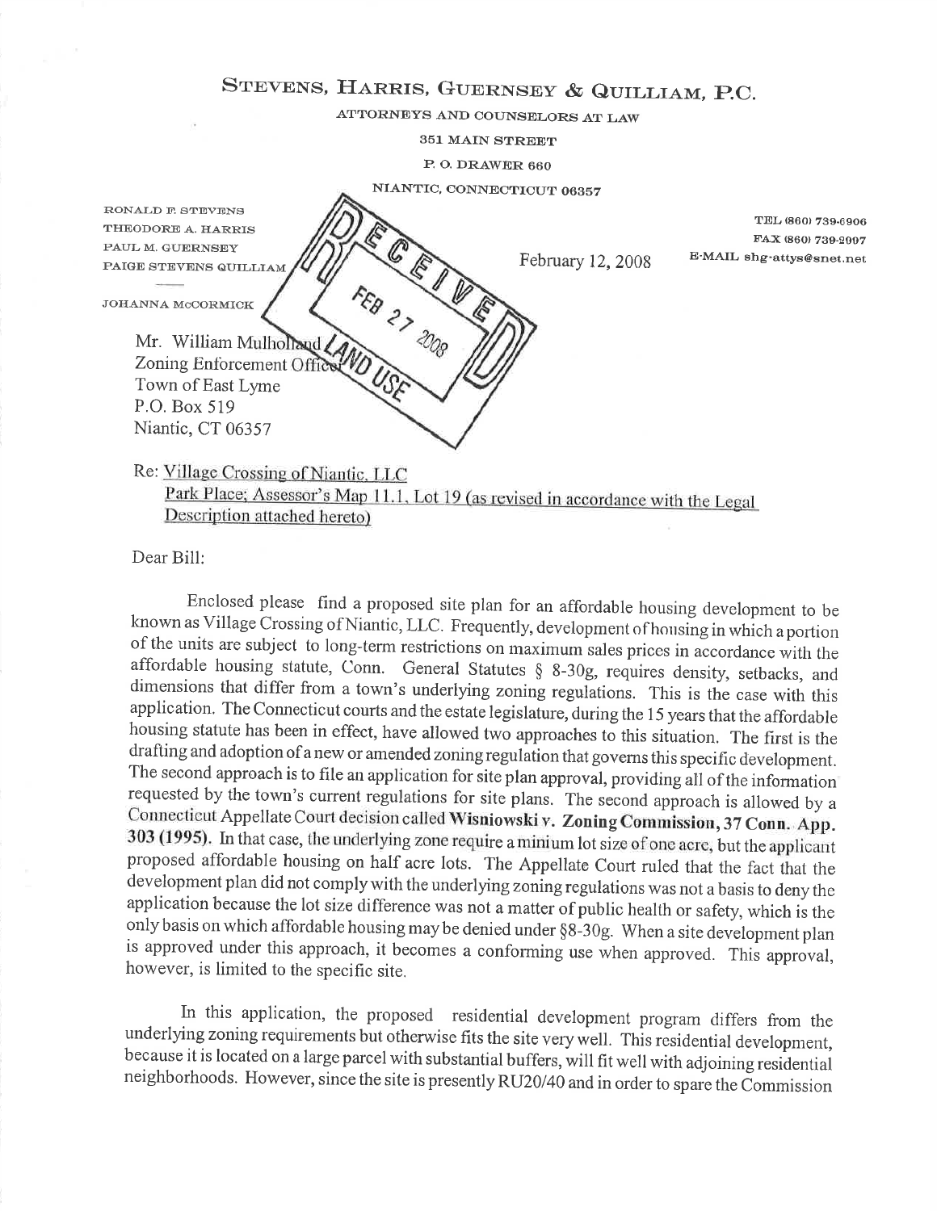# STEVENS, HARRIS, GUERNSEY & QUILLIAM, P.C.

ATTORNEYS AND COUNSELORS AT LAW

351 MAIN STREET

P. O. DRAWER 660

NIANTIC, CONNECTICUT 06357

RONALD F. STEVENS
THEODORE A. HARRIS
PAUL M. GUERNSEY
PAIGE STEVENS QUILLIAM

JOHANNA McCORMICK

TEL (860) 739-6906
FAX (860) 739-2007
E-MAIL shg-attys@snet.net

February 12, 2008

RECEIVED
FEB 27 2008
LAND USE

Mr. William Mulholland
Zoning Enforcement Officer
Town of East Lyme
P.O. Box 519
Niantic, CT 06357

Re: Village Crossing of Niantic, LLC
Park Place; Assessor's Map 11.1, Lot 19 (as revised in accordance with the Legal Description attached hereto)

Dear Bill:

Enclosed please find a proposed site plan for an affordable housing development to be known as Village Crossing of Niantic, LLC. Frequently, development of housing in which a portion of the units are subject to long-term restrictions on maximum sales prices in accordance with the affordable housing statute, Conn. General Statutes § 8-30g, requires density, setbacks, and dimensions that differ from a town's underlying zoning regulations. This is the case with this application. The Connecticut courts and the estate legislature, during the 15 years that the affordable housing statute has been in effect, have allowed two approaches to this situation. The first is the drafting and adoption of a new or amended zoning regulation that governs this specific development. The second approach is to file an application for site plan approval, providing all of the information requested by the town's current regulations for site plans. The second approach is allowed by a Connecticut Appellate Court decision called **Wisniowski v. Zoning Commission, 37 Conn. App. 303 (1995)**. In that case, the underlying zone require a minium lot size of one acre, but the applicant proposed affordable housing on half acre lots. The Appellate Court ruled that the fact that the development plan did not comply with the underlying zoning regulations was not a basis to deny the application because the lot size difference was not a matter of public health or safety, which is the only basis on which affordable housing may be denied under §8-30g. When a site development plan is approved under this approach, it becomes a conforming use when approved. This approval, however, is limited to the specific site.

In this application, the proposed residential development program differs from the underlying zoning requirements but otherwise fits the site very well. This residential development, because it is located on a large parcel with substantial buffers, will fit well with adjoining residential neighborhoods. However, since the site is presently RU20/40 and in order to spare the Commission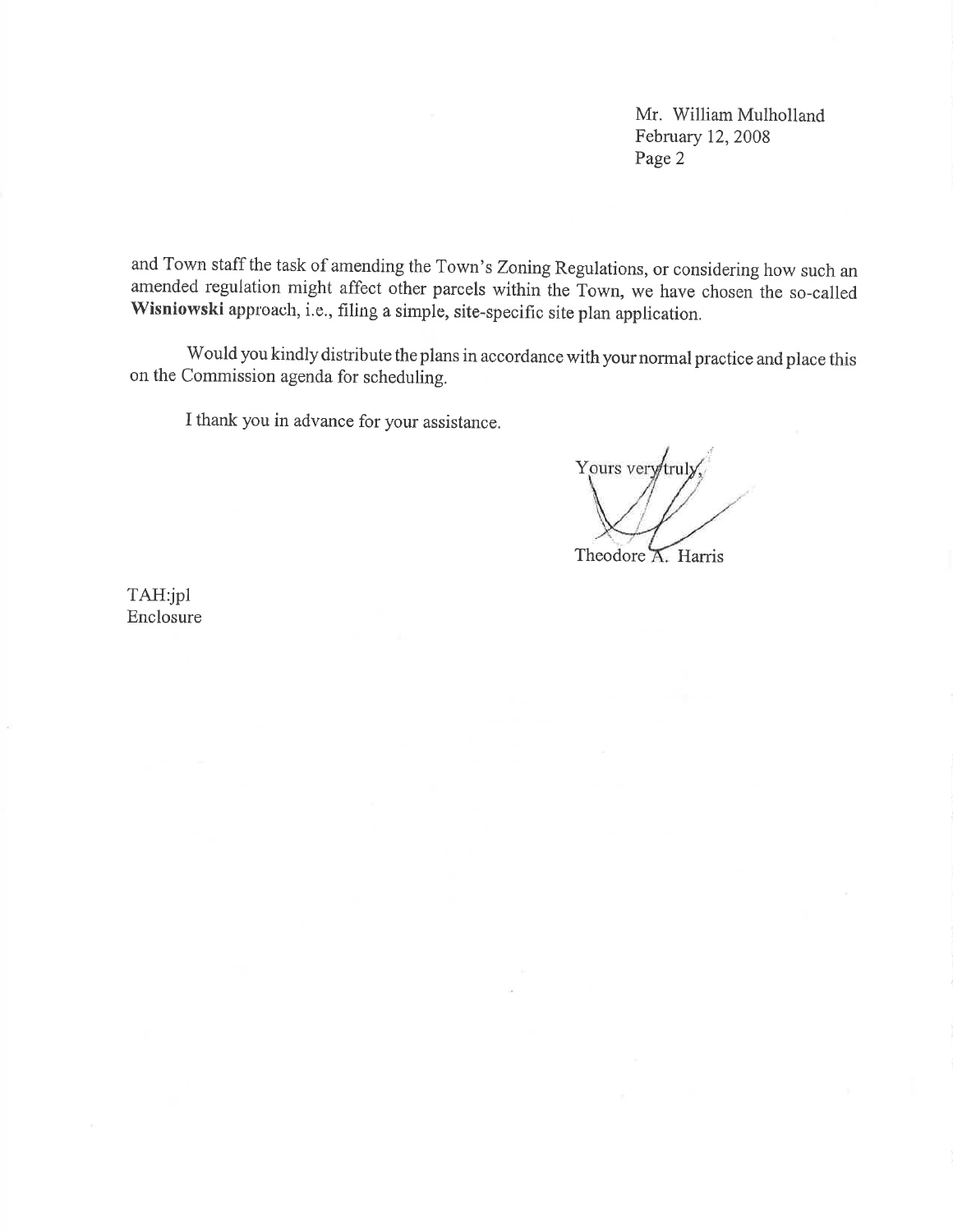Mr. William Mulholland
February 12, 2008
Page 2

and Town staff the task of amending the Town's Zoning Regulations, or considering how such an amended regulation might affect other parcels within the Town, we have chosen the so-called **Wisniowski** approach, i.e., filing a simple, site-specific site plan application.

Would you kindly distribute the plans in accordance with your normal practice and place this on the Commission agenda for scheduling.

I thank you in advance for your assistance.

Yours very truly,

Theodore A. Harris

TAH:jpl
Enclosure